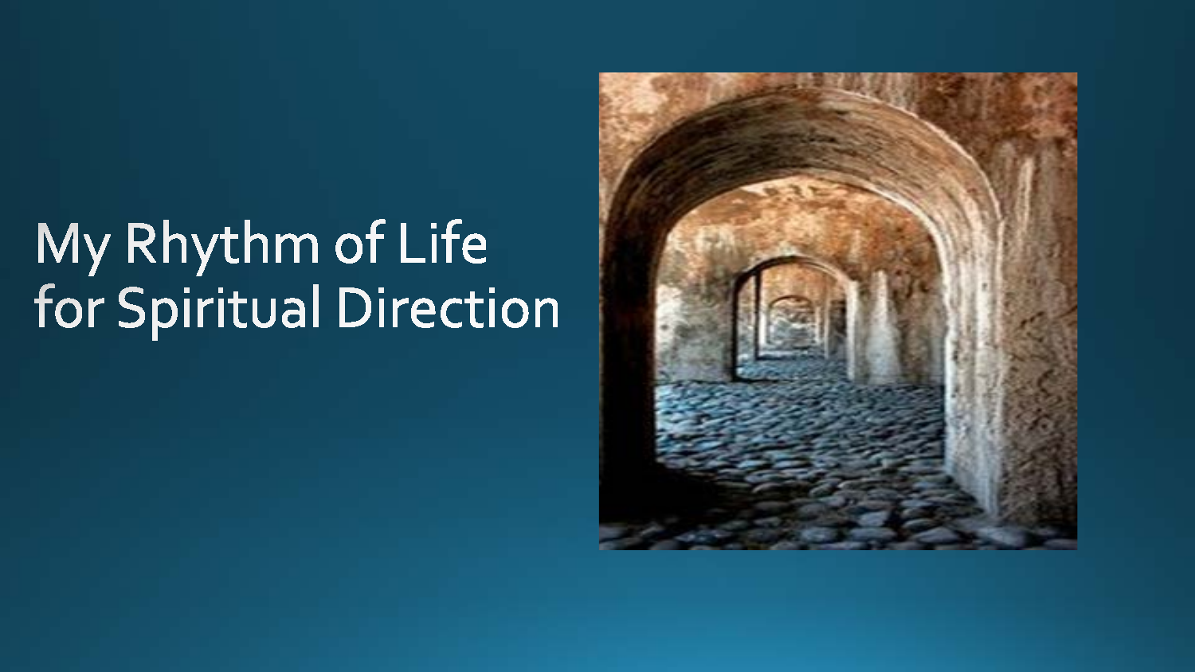# My Rhythm of Life for Spiritual Direction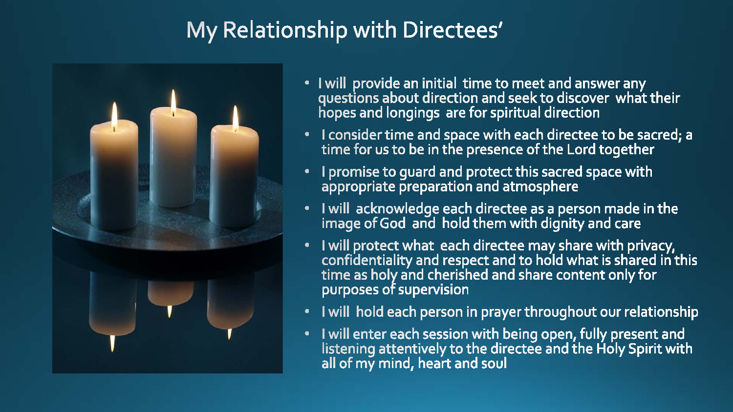# My Relationship with Directees'

- I will provide an initial time to meet and answer any questions about direction and seek to discover what their hopes and longings are for spiritual direction
- I consider time and space with each directee to be sacred; a time for us to be in the presence of the Lord together
- I promise to guard and protect this sacred space with appropriate preparation and atmosphere
- I will acknowledge each directee as a person made in the image of God and hold them with dignity and care
- I will protect what each directee may share with privacy, confidentiality and respect and to hold what is shared in this time as holy and cherished and share content only for purposes of supervision
- I will hold each person in prayer throughout our relationship
- I will enter each session with being open, fully present and listening attentively to the directee and the Holy Spirit with all of my mind, heart and soul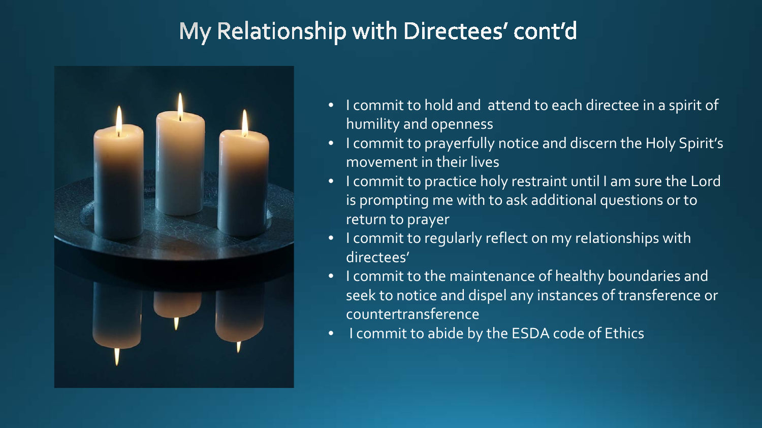# My Relationship with Directees' cont'd

- I commit to hold and  attend to each directee in a spirit of humility and openness
- I commit to prayerfully notice and discern the Holy Spirit's movement in their lives
- I commit to practice holy restraint until I am sure the Lord is prompting me with to ask additional questions or to return to prayer
- I commit to regularly reflect on my relationships with directees'
- I commit to the maintenance of healthy boundaries and seek to notice and dispel any instances of transference or countertransference
- I commit to abide by the ESDA code of Ethics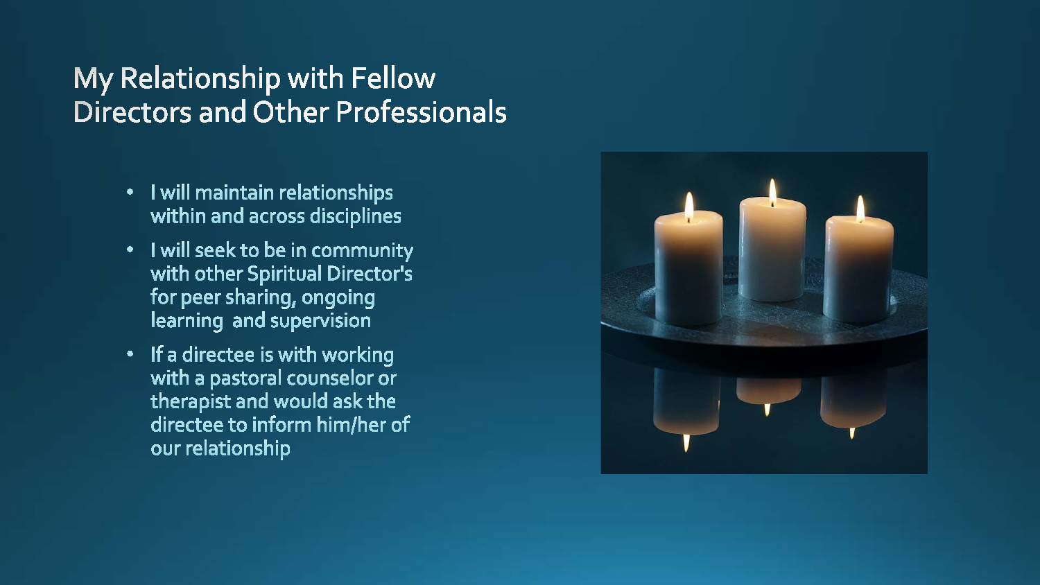# My Relationship with Fellow Directors and Other Professionals

- I will maintain relationships within and across disciplines
- I will seek to be in community with other Spiritual Director's for peer sharing, ongoing learning and supervision
- If a directee is with working with a pastoral counselor or therapist and would ask the directee to inform him/her of our relationship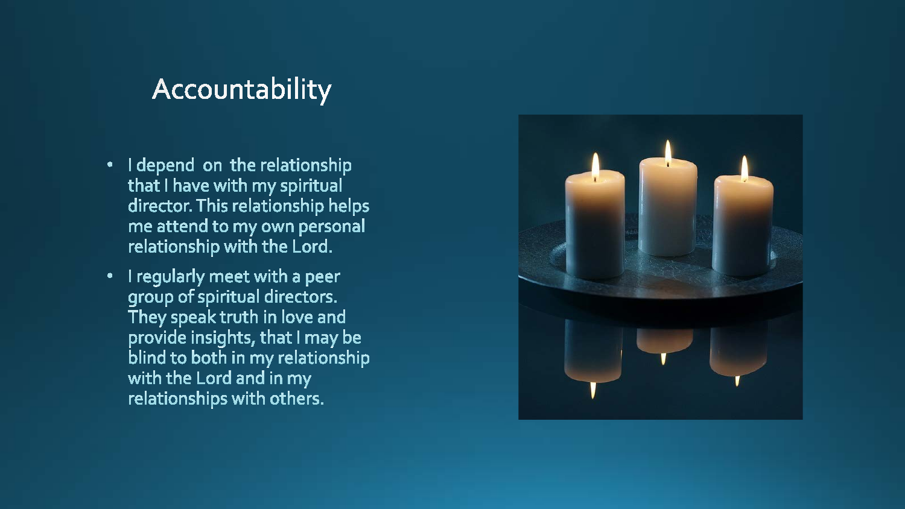# Accountability

- I depend on the relationship that I have with my spiritual director. This relationship helps me attend to my own personal relationship with the Lord.
- I regularly meet with a peer group of spiritual directors. They speak truth in love and provide insights, that I may be blind to both in my relationship with the Lord and in my relationships with others.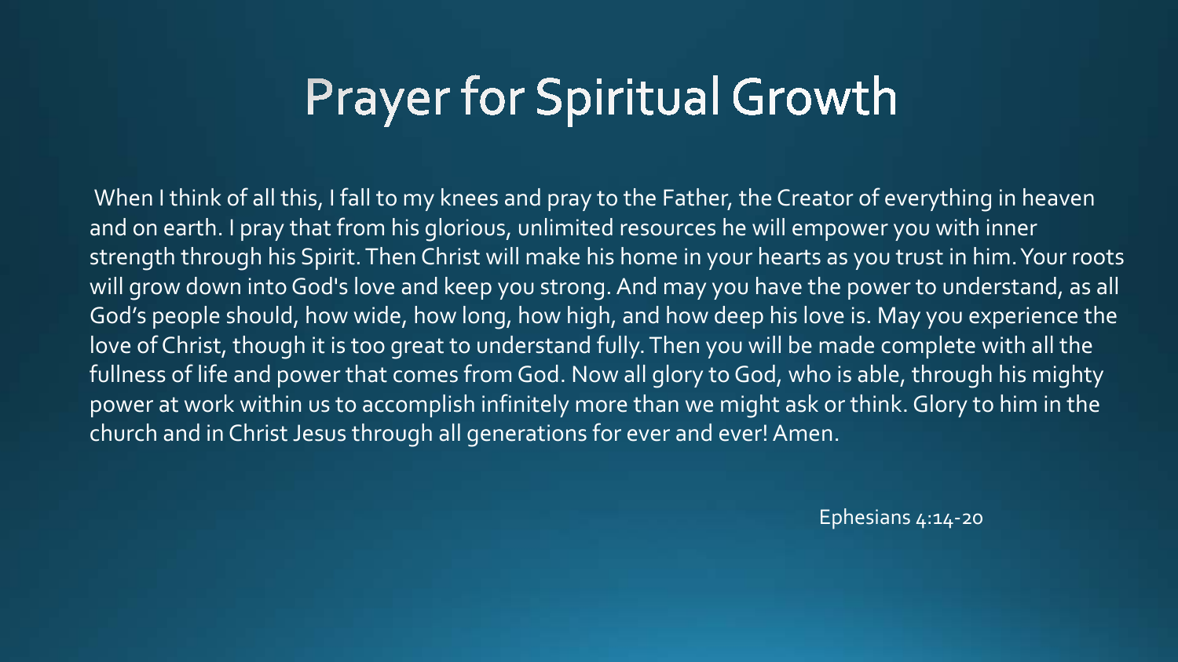# Prayer for Spiritual Growth

When I think of all this, I fall to my knees and pray to the Father, the Creator of everything in heaven and on earth. I pray that from his glorious, unlimited resources he will empower you with inner strength through his Spirit. Then Christ will make his home in your hearts as you trust in him. Your roots will grow down into God's love and keep you strong. And may you have the power to understand, as all God's people should, how wide, how long, how high, and how deep his love is. May you experience the love of Christ, though it is too great to understand fully. Then you will be made complete with all the fullness of life and power that comes from God. Now all glory to God, who is able, through his mighty power at work within us to accomplish infinitely more than we might ask or think. Glory to him in the church and in Christ Jesus through all generations for ever and ever! Amen.

Ephesians 4:14-20